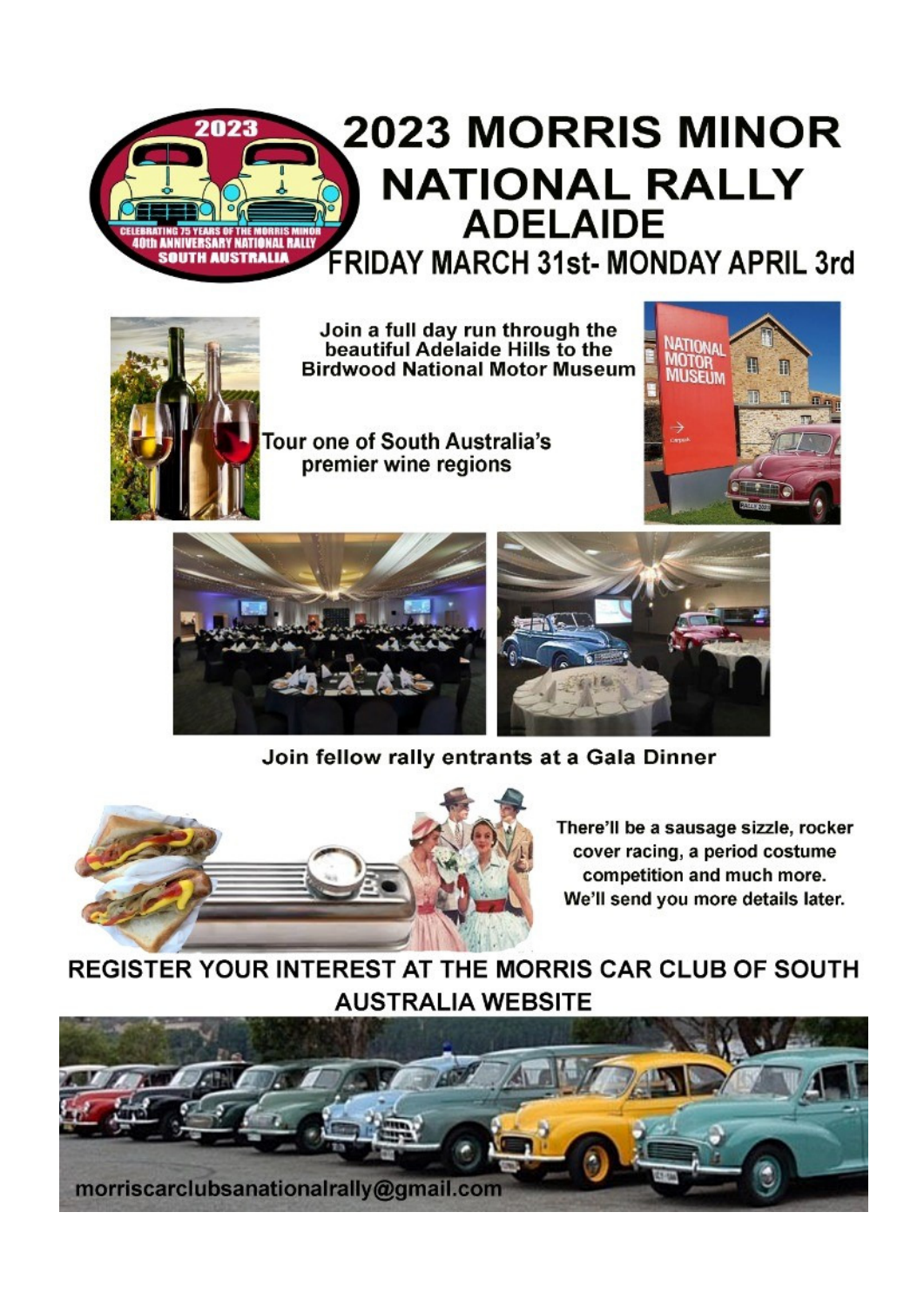# 2023 MORRIS MINOR NATIONAL RALLY ADELAIDE

## FRIDAY MARCH 31st- MONDAY APRIL 3rd

Join a full day run through the beautiful Adelaide Hills to the Birdwood National Motor Museum

Tour one of South Australia's premier wine regions

Join fellow rally entrants at a Gala Dinner

There'll be a sausage sizzle, rocker cover racing, a period costume competition and much more. We'll send you more details later.

## REGISTER YOUR INTEREST AT THE MORRIS CAR CLUB OF SOUTH AUSTRALIA WEBSITE

morriscarclubsanationalrally@gmail.com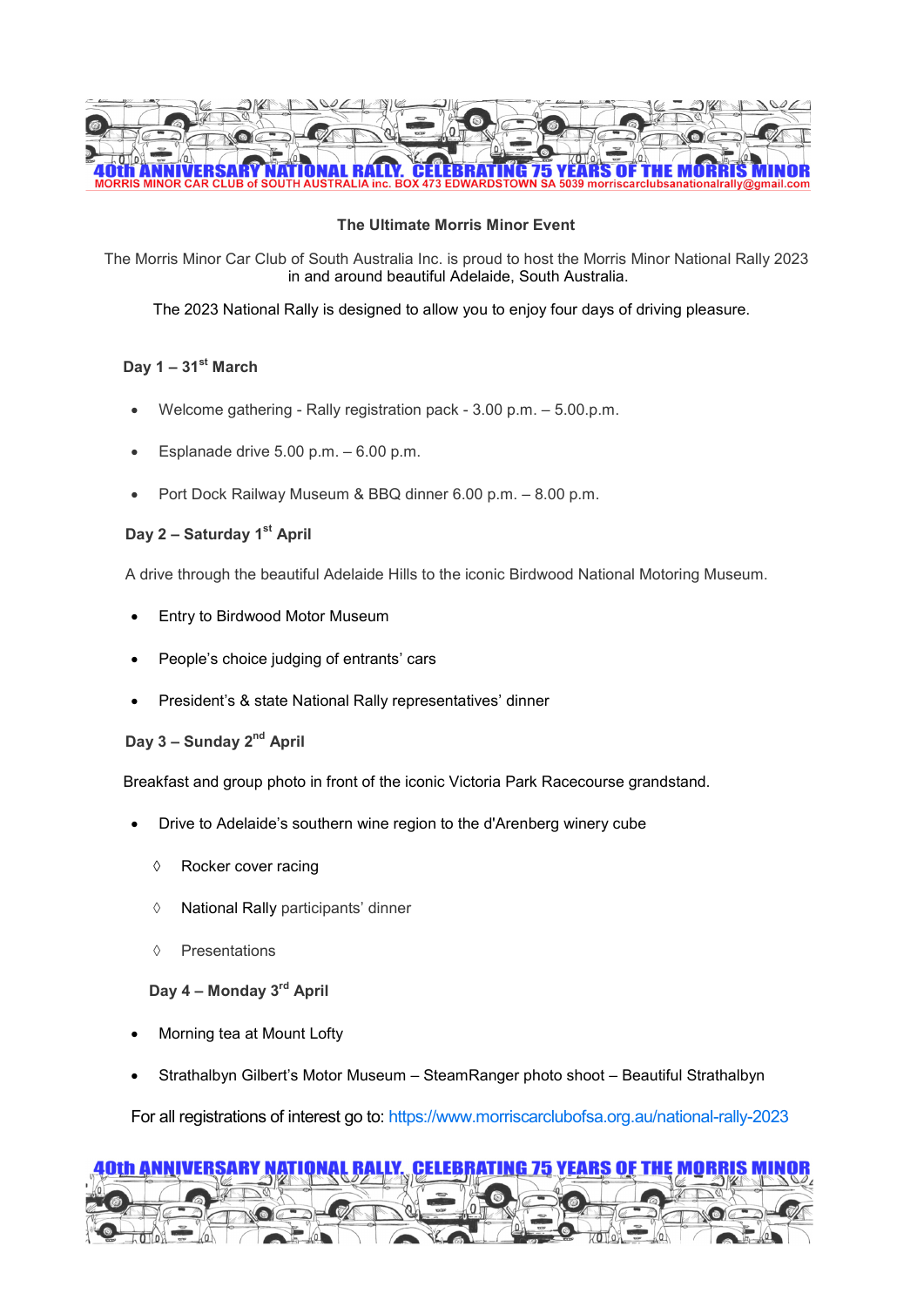**40th ANNIVERSARY NATIONAL RALLY. CELEBRATING 75 YEARS OF THE MORRIS MINOR**

MORRIS MINOR CAR CLUB of SOUTH AUSTRALIA inc. BOX 473 EDWARDSTOWN SA 5039 morriscarclubsanationalrally@gmail.com

## The Ultimate Morris Minor Event

The Morris Minor Car Club of South Australia Inc. is proud to host the Morris Minor National Rally 2023 in and around beautiful Adelaide, South Australia.

The 2023 National Rally is designed to allow you to enjoy four days of driving pleasure.

### Day 1 – 31st March

- Welcome gathering - Rally registration pack - 3.00 p.m. – 5.00.p.m.
- Esplanade drive 5.00 p.m. – 6.00 p.m.
- Port Dock Railway Museum & BBQ dinner 6.00 p.m. – 8.00 p.m.

### Day 2 – Saturday 1st April

A drive through the beautiful Adelaide Hills to the iconic Birdwood National Motoring Museum.

- Entry to Birdwood Motor Museum
- People's choice judging of entrants' cars
- President's & state National Rally representatives' dinner

### Day 3 – Sunday 2nd April

Breakfast and group photo in front of the iconic Victoria Park Racecourse grandstand.

- Drive to Adelaide's southern wine region to the d'Arenberg winery cube
  - ◊ Rocker cover racing
  - ◊ National Rally participants' dinner
  - ◊ Presentations

### Day 4 – Monday 3rd April

- Morning tea at Mount Lofty
- Strathalbyn Gilbert's Motor Museum – SteamRanger photo shoot – Beautiful Strathalbyn

For all registrations of interest go to: https://www.morriscarclubofsa.org.au/national-rally-2023

**40th ANNIVERSARY NATIONAL RALLY. CELEBRATING 75 YEARS OF THE MORRIS MINOR**